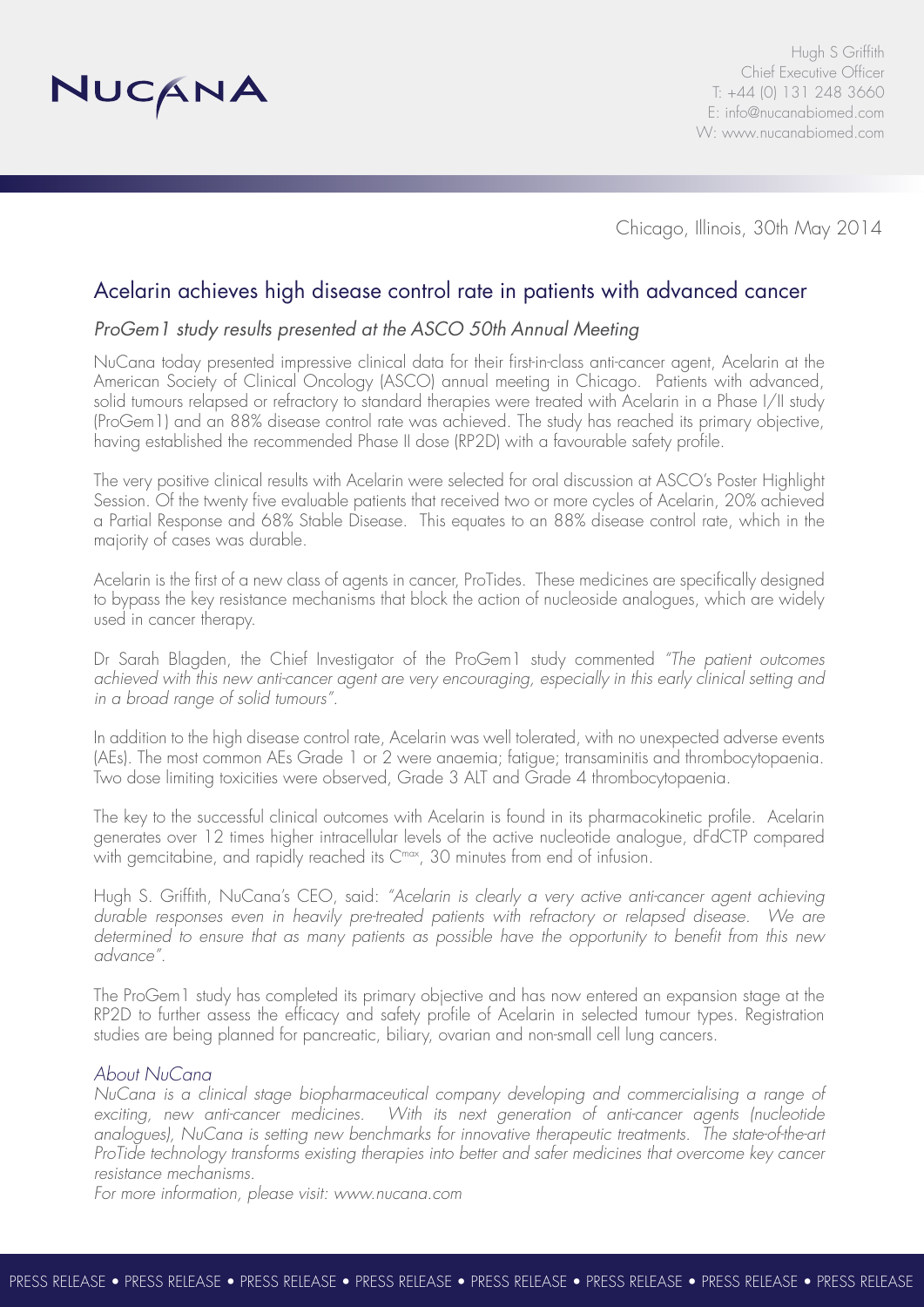NUCANA

Hugh S Griffith
Chief Executive Officer
T: +44 (0) 131 248 3660
E: info@nucanabiomed.com
W: www.nucanabiomed.com

Chicago, Illinois, 30th May 2014

# Acelarin achieves high disease control rate in patients with advanced cancer

## *ProGem1 study results presented at the ASCO 50th Annual Meeting*

NuCana today presented impressive clinical data for their first-in-class anti-cancer agent, Acelarin at the American Society of Clinical Oncology (ASCO) annual meeting in Chicago. Patients with advanced, solid tumours relapsed or refractory to standard therapies were treated with Acelarin in a Phase I/II study (ProGem1) and an 88% disease control rate was achieved. The study has reached its primary objective, having established the recommended Phase II dose (RP2D) with a favourable safety profile.

The very positive clinical results with Acelarin were selected for oral discussion at ASCO's Poster Highlight Session. Of the twenty five evaluable patients that received two or more cycles of Acelarin, 20% achieved a Partial Response and 68% Stable Disease. This equates to an 88% disease control rate, which in the majority of cases was durable.

Acelarin is the first of a new class of agents in cancer, ProTides. These medicines are specifically designed to bypass the key resistance mechanisms that block the action of nucleoside analogues, which are widely used in cancer therapy.

Dr Sarah Blagden, the Chief Investigator of the ProGem1 study commented *"The patient outcomes achieved with this new anti-cancer agent are very encouraging, especially in this early clinical setting and in a broad range of solid tumours"*.

In addition to the high disease control rate, Acelarin was well tolerated, with no unexpected adverse events (AEs). The most common AEs Grade 1 or 2 were anaemia; fatigue; transaminitis and thrombocytopaenia. Two dose limiting toxicities were observed, Grade 3 ALT and Grade 4 thrombocytopaenia.

The key to the successful clinical outcomes with Acelarin is found in its pharmacokinetic profile. Acelarin generates over 12 times higher intracellular levels of the active nucleotide analogue, dFdCTP compared with gemcitabine, and rapidly reached its $C^{max}$, 30 minutes from end of infusion.

Hugh S. Griffith, NuCana's CEO, said: *"Acelarin is clearly a very active anti-cancer agent achieving durable responses even in heavily pre-treated patients with refractory or relapsed disease. We are determined to ensure that as many patients as possible have the opportunity to benefit from this new advance"*.

The ProGem1 study has completed its primary objective and has now entered an expansion stage at the RP2D to further assess the efficacy and safety profile of Acelarin in selected tumour types. Registration studies are being planned for pancreatic, biliary, ovarian and non-small cell lung cancers.

### *About NuCana*

*NuCana is a clinical stage biopharmaceutical company developing and commercialising a range of exciting, new anti-cancer medicines. With its next generation of anti-cancer agents (nucleotide analogues), NuCana is setting new benchmarks for innovative therapeutic treatments. The state-of-the-art ProTide technology transforms existing therapies into better and safer medicines that overcome key cancer resistance mechanisms.*

*For more information, please visit: www.nucana.com*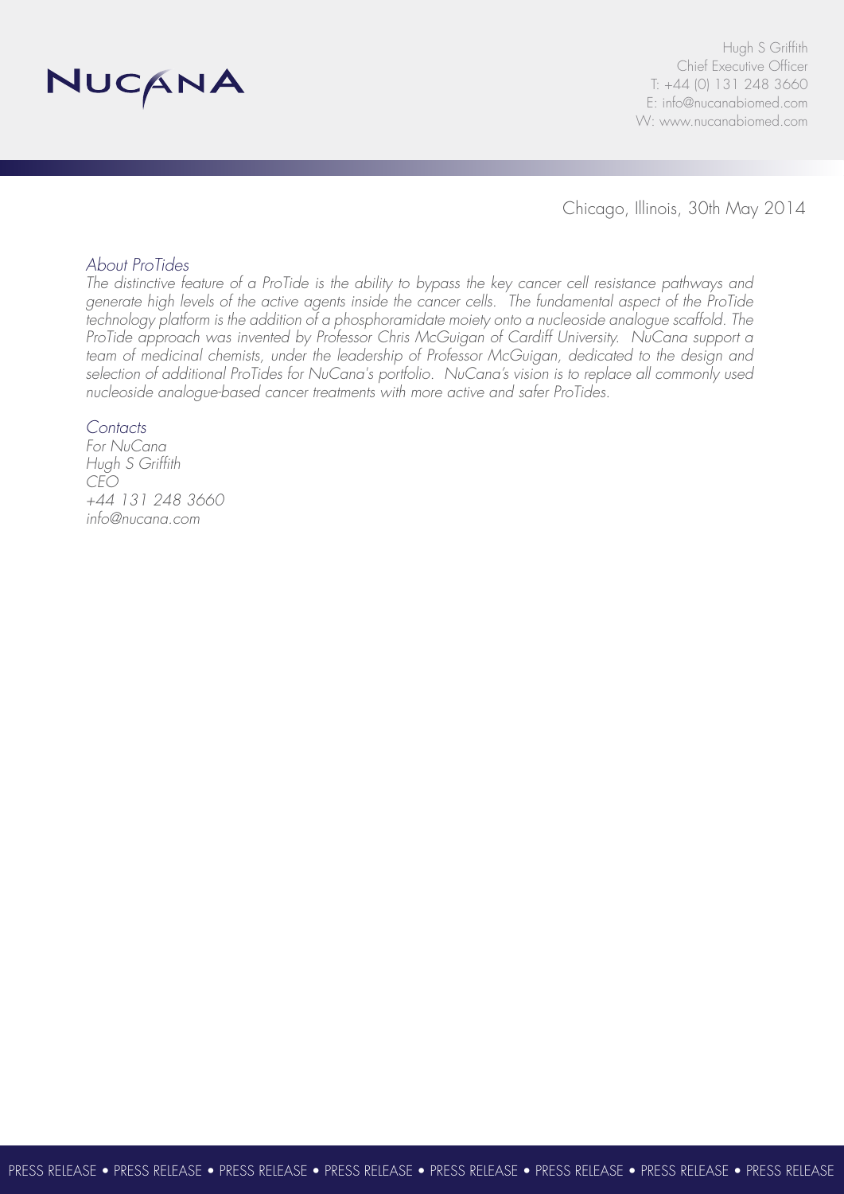Chicago, Illinois, 30th May 2014

*About ProTides*

*The distinctive feature of a ProTide is the ability to bypass the key cancer cell resistance pathways and generate high levels of the active agents inside the cancer cells. The fundamental aspect of the ProTide technology platform is the addition of a phosphoramidate moiety onto a nucleoside analogue scaffold. The ProTide approach was invented by Professor Chris McGuigan of Cardiff University. NuCana support a team of medicinal chemists, under the leadership of Professor McGuigan, dedicated to the design and selection of additional ProTides for NuCana's portfolio. NuCana's vision is to replace all commonly used nucleoside analogue-based cancer treatments with more active and safer ProTides.*

*Contacts*

*For NuCana*
*Hugh S Griffith*
*CEO*
*+44 131 248 3660*
*info@nucana.com*